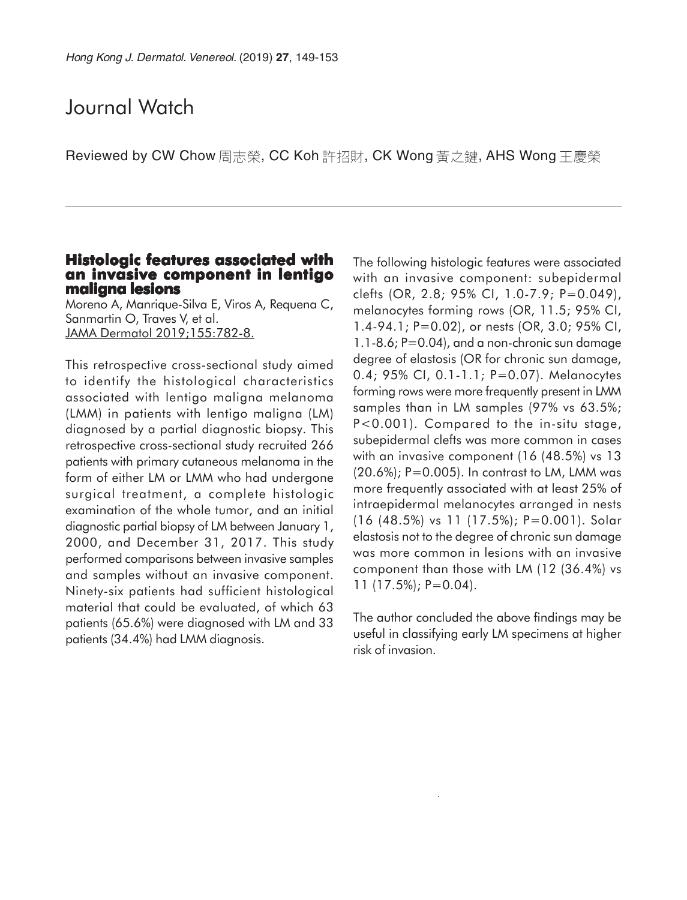# Journal Watch

Reviewed by CW Chow 周志榮, CC Koh 許招財, CK Wong 黃之鍵, AHS Wong 王慶榮

---

## Histologic features associated with an invasive component in lentigo maligna lesions

Moreno A, Manrique-Silva E, Viros A, Requena C, Sanmartin O, Traves V, et al.
JAMA Dermatol 2019;155:782-8.

This retrospective cross-sectional study aimed to identify the histological characteristics associated with lentigo maligna melanoma (LMM) in patients with lentigo maligna (LM) diagnosed by a partial diagnostic biopsy. This retrospective cross-sectional study recruited 266 patients with primary cutaneous melanoma in the form of either LM or LMM who had undergone surgical treatment, a complete histologic examination of the whole tumor, and an initial diagnostic partial biopsy of LM between January 1, 2000, and December 31, 2017. This study performed comparisons between invasive samples and samples without an invasive component. Ninety-six patients had sufficient histological material that could be evaluated, of which 63 patients (65.6%) were diagnosed with LM and 33 patients (34.4%) had LMM diagnosis.

The following histologic features were associated with an invasive component: subepidermal clefts (OR, 2.8; 95% CI, 1.0-7.9; P=0.049), melanocytes forming rows (OR, 11.5; 95% CI, 1.4-94.1; P=0.02), or nests (OR, 3.0; 95% CI, 1.1-8.6; P=0.04), and a non-chronic sun damage degree of elastosis (OR for chronic sun damage, 0.4; 95% CI, 0.1-1.1; P=0.07). Melanocytes forming rows were more frequently present in LMM samples than in LM samples (97% vs 63.5%; P<0.001). Compared to the in-situ stage, subepidermal clefts was more common in cases with an invasive component (16 (48.5%) vs 13 (20.6%); P=0.005). In contrast to LM, LMM was more frequently associated with at least 25% of intraepidermal melanocytes arranged in nests (16 (48.5%) vs 11 (17.5%); P=0.001). Solar elastosis not to the degree of chronic sun damage was more common in lesions with an invasive component than those with LM (12 (36.4%) vs 11 (17.5%); P=0.04).

The author concluded the above findings may be useful in classifying early LM specimens at higher risk of invasion.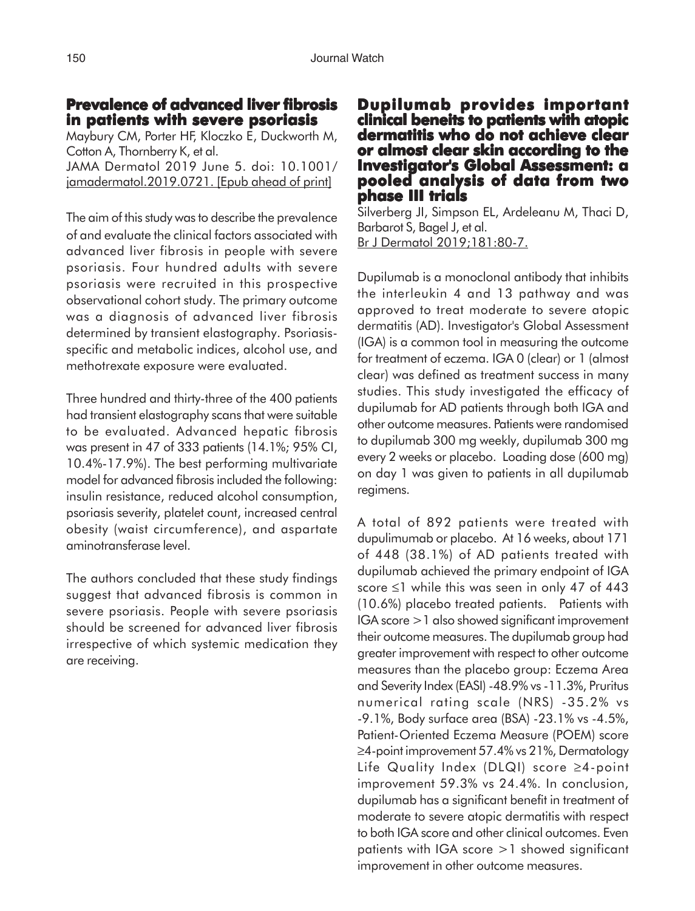## Prevalence of advanced liver fibrosis in patients with severe psoriasis

Maybury CM, Porter HF, Kloczko E, Duckworth M, Cotton A, Thornberry K, et al.
JAMA Dermatol 2019 June 5. doi: 10.1001/jamadermatol.2019.0721. [Epub ahead of print]

The aim of this study was to describe the prevalence of and evaluate the clinical factors associated with advanced liver fibrosis in people with severe psoriasis. Four hundred adults with severe psoriasis were recruited in this prospective observational cohort study. The primary outcome was a diagnosis of advanced liver fibrosis determined by transient elastography. Psoriasis-specific and metabolic indices, alcohol use, and methotrexate exposure were evaluated.

Three hundred and thirty-three of the 400 patients had transient elastography scans that were suitable to be evaluated. Advanced hepatic fibrosis was present in 47 of 333 patients (14.1%; 95% CI, 10.4%-17.9%). The best performing multivariate model for advanced fibrosis included the following: insulin resistance, reduced alcohol consumption, psoriasis severity, platelet count, increased central obesity (waist circumference), and aspartate aminotransferase level.

The authors concluded that these study findings suggest that advanced fibrosis is common in severe psoriasis. People with severe psoriasis should be screened for advanced liver fibrosis irrespective of which systemic medication they are receiving.

## Dupilumab provides important clinical beneits to patients with atopic dermatitis who do not achieve clear or almost clear skin according to the Investigator's Global Assessment: a pooled analysis of data from two phase III trials

Silverberg JI, Simpson EL, Ardeleanu M, Thaci D, Barbarot S, Bagel J, et al.
Br J Dermatol 2019;181:80-7.

Dupilumab is a monoclonal antibody that inhibits the interleukin 4 and 13 pathway and was approved to treat moderate to severe atopic dermatitis (AD). Investigator's Global Assessment (IGA) is a common tool in measuring the outcome for treatment of eczema. IGA 0 (clear) or 1 (almost clear) was defined as treatment success in many studies. This study investigated the efficacy of dupilumab for AD patients through both IGA and other outcome measures. Patients were randomised to dupilumab 300 mg weekly, dupilumab 300 mg every 2 weeks or placebo. Loading dose (600 mg) on day 1 was given to patients in all dupilumab regimens.

A total of 892 patients were treated with dupulimumab or placebo. At 16 weeks, about 171 of 448 (38.1%) of AD patients treated with dupilumab achieved the primary endpoint of IGA score ≤1 while this was seen in only 47 of 443 (10.6%) placebo treated patients. Patients with IGA score >1 also showed significant improvement their outcome measures. The dupilumab group had greater improvement with respect to other outcome measures than the placebo group: Eczema Area and Severity Index (EASI) -48.9% vs -11.3%, Pruritus numerical rating scale (NRS) -35.2% vs -9.1%, Body surface area (BSA) -23.1% vs -4.5%, Patient-Oriented Eczema Measure (POEM) score ≥4-point improvement 57.4% vs 21%, Dermatology Life Quality Index (DLQI) score ≥4-point improvement 59.3% vs 24.4%. In conclusion, dupilumab has a significant benefit in treatment of moderate to severe atopic dermatitis with respect to both IGA score and other clinical outcomes. Even patients with IGA score >1 showed significant improvement in other outcome measures.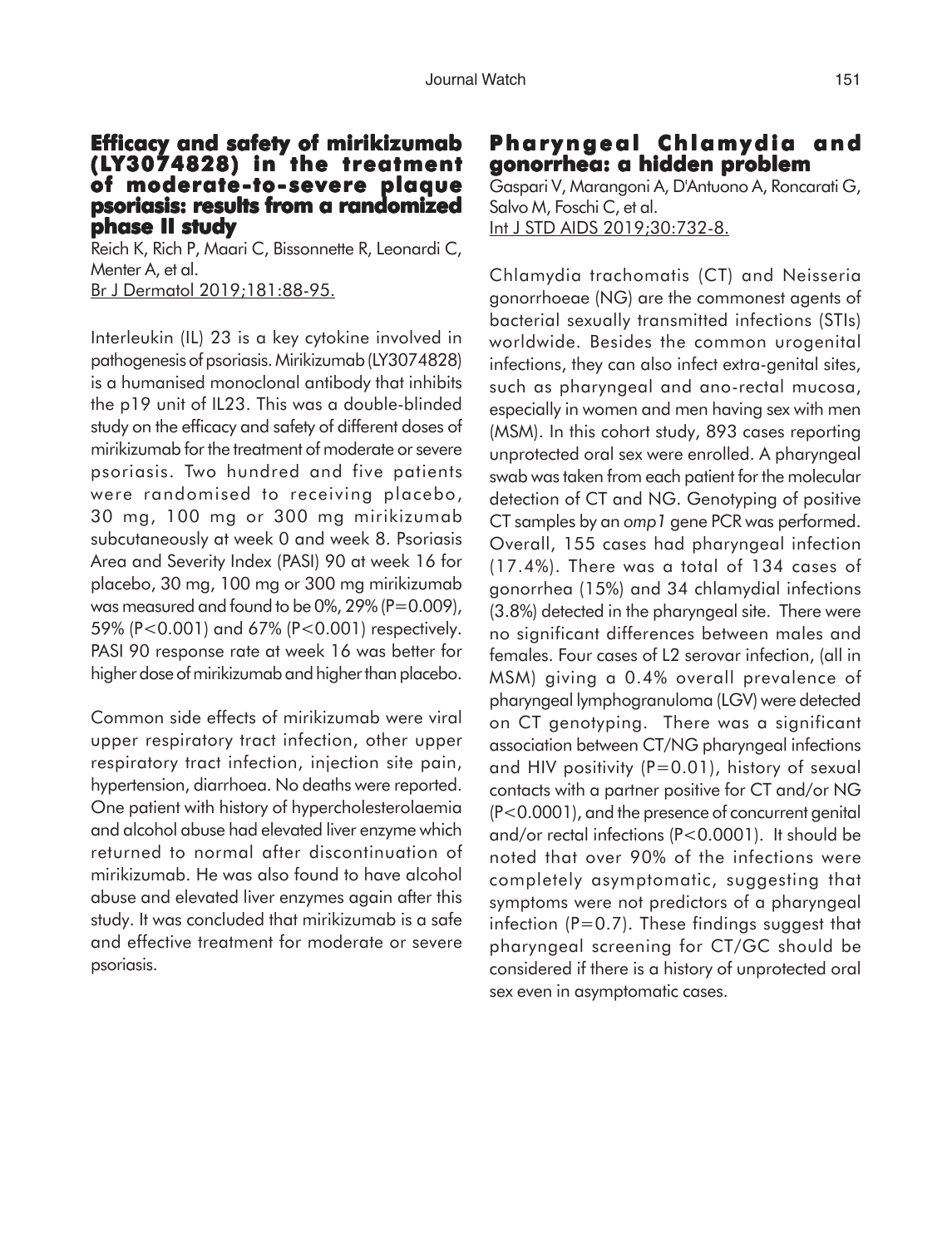## Efficacy and safety of mirikizumab (LY3074828) in the treatment of moderate-to-severe plaque psoriasis: results from a randomized phase II study

Reich K, Rich P, Maari C, Bissonnette R, Leonardi C, Menter A, et al.
Br J Dermatol 2019;181:88-95.

Interleukin (IL) 23 is a key cytokine involved in pathogenesis of psoriasis. Mirikizumab (LY3074828) is a humanised monoclonal antibody that inhibits the p19 unit of IL23. This was a double-blinded study on the efficacy and safety of different doses of mirikizumab for the treatment of moderate or severe psoriasis. Two hundred and five patients were randomised to receiving placebo, 30 mg, 100 mg or 300 mg mirikizumab subcutaneously at week 0 and week 8. Psoriasis Area and Severity Index (PASI) 90 at week 16 for placebo, 30 mg, 100 mg or 300 mg mirikizumab was measured and found to be 0%, 29% (P=0.009), 59% (P<0.001) and 67% (P<0.001) respectively. PASI 90 response rate at week 16 was better for higher dose of mirikizumab and higher than placebo.

Common side effects of mirikizumab were viral upper respiratory tract infection, other upper respiratory tract infection, injection site pain, hypertension, diarrhoea. No deaths were reported. One patient with history of hypercholesterolaemia and alcohol abuse had elevated liver enzyme which returned to normal after discontinuation of mirikizumab. He was also found to have alcohol abuse and elevated liver enzymes again after this study. It was concluded that mirikizumab is a safe and effective treatment for moderate or severe psoriasis.

## Pharyngeal Chlamydia and gonorrhea: a hidden problem

Gaspari V, Marangoni A, D'Antuono A, Roncarati G, Salvo M, Foschi C, et al.
Int J STD AIDS 2019;30:732-8.

Chlamydia trachomatis (CT) and Neisseria gonorrhoeae (NG) are the commonest agents of bacterial sexually transmitted infections (STIs) worldwide. Besides the common urogenital infections, they can also infect extra-genital sites, such as pharyngeal and ano-rectal mucosa, especially in women and men having sex with men (MSM). In this cohort study, 893 cases reporting unprotected oral sex were enrolled. A pharyngeal swab was taken from each patient for the molecular detection of CT and NG. Genotyping of positive CT samples by an *omp1* gene PCR was performed. Overall, 155 cases had pharyngeal infection (17.4%). There was a total of 134 cases of gonorrhea (15%) and 34 chlamydial infections (3.8%) detected in the pharyngeal site. There were no significant differences between males and females. Four cases of L2 serovar infection, (all in MSM) giving a 0.4% overall prevalence of pharyngeal lymphogranuloma (LGV) were detected on CT genotyping. There was a significant association between CT/NG pharyngeal infections and HIV positivity (P=0.01), history of sexual contacts with a partner positive for CT and/or NG (P<0.0001), and the presence of concurrent genital and/or rectal infections (P<0.0001). It should be noted that over 90% of the infections were completely asymptomatic, suggesting that symptoms were not predictors of a pharyngeal infection (P=0.7). These findings suggest that pharyngeal screening for CT/GC should be considered if there is a history of unprotected oral sex even in asymptomatic cases.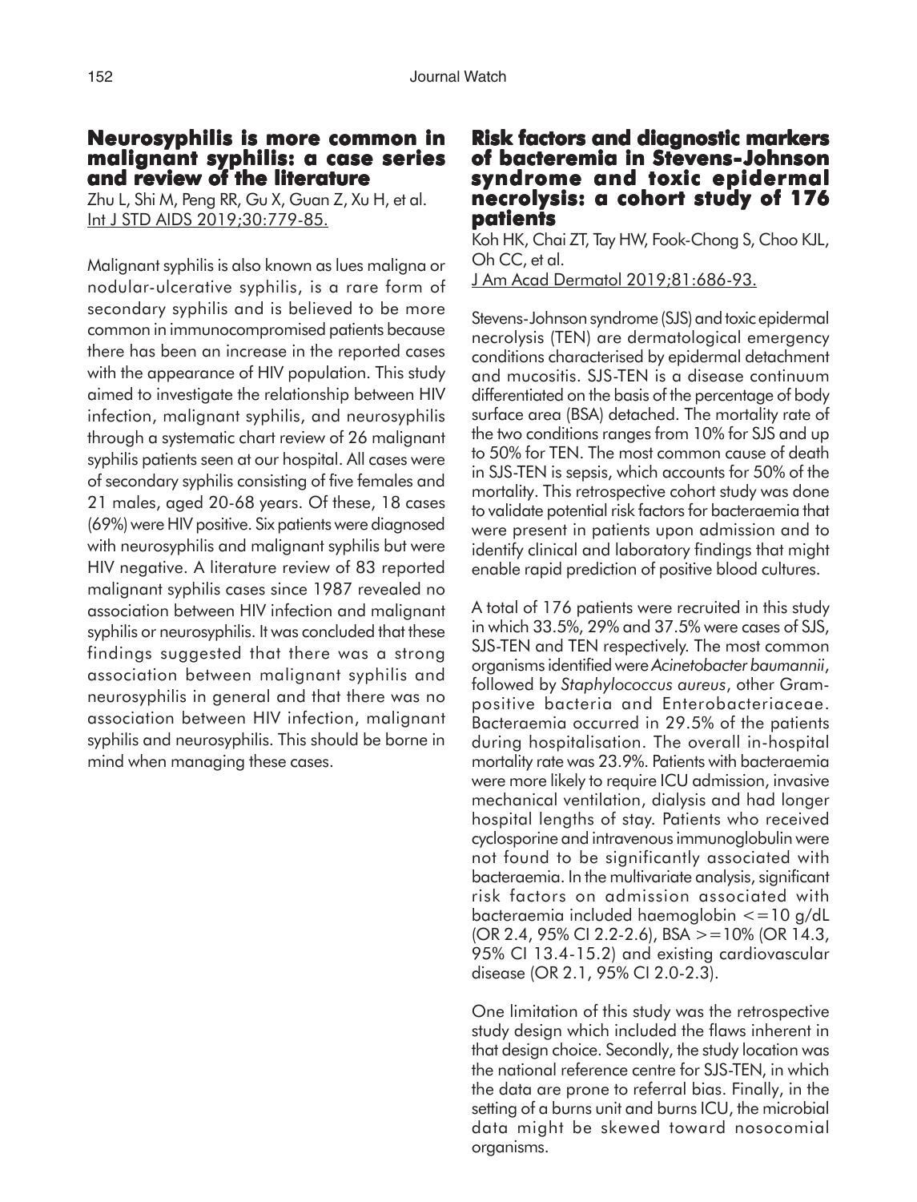## Neurosyphilis is more common in malignant syphilis: a case series and review of the literature

Zhu L, Shi M, Peng RR, Gu X, Guan Z, Xu H, et al.
Int J STD AIDS 2019;30:779-85.

Malignant syphilis is also known as lues maligna or nodular-ulcerative syphilis, is a rare form of secondary syphilis and is believed to be more common in immunocompromised patients because there has been an increase in the reported cases with the appearance of HIV population. This study aimed to investigate the relationship between HIV infection, malignant syphilis, and neurosyphilis through a systematic chart review of 26 malignant syphilis patients seen at our hospital. All cases were of secondary syphilis consisting of five females and 21 males, aged 20-68 years. Of these, 18 cases (69%) were HIV positive. Six patients were diagnosed with neurosyphilis and malignant syphilis but were HIV negative. A literature review of 83 reported malignant syphilis cases since 1987 revealed no association between HIV infection and malignant syphilis or neurosyphilis. It was concluded that these findings suggested that there was a strong association between malignant syphilis and neurosyphilis in general and that there was no association between HIV infection, malignant syphilis and neurosyphilis. This should be borne in mind when managing these cases.

## Risk factors and diagnostic markers of bacteremia in Stevens-Johnson syndrome and toxic epidermal necrolysis: a cohort study of 176 patients

Koh HK, Chai ZT, Tay HW, Fook-Chong S, Choo KJL, Oh CC, et al.
J Am Acad Dermatol 2019;81:686-93.

Stevens-Johnson syndrome (SJS) and toxic epidermal necrolysis (TEN) are dermatological emergency conditions characterised by epidermal detachment and mucositis. SJS-TEN is a disease continuum differentiated on the basis of the percentage of body surface area (BSA) detached. The mortality rate of the two conditions ranges from 10% for SJS and up to 50% for TEN. The most common cause of death in SJS-TEN is sepsis, which accounts for 50% of the mortality. This retrospective cohort study was done to validate potential risk factors for bacteraemia that were present in patients upon admission and to identify clinical and laboratory findings that might enable rapid prediction of positive blood cultures.

A total of 176 patients were recruited in this study in which 33.5%, 29% and 37.5% were cases of SJS, SJS-TEN and TEN respectively. The most common organisms identified were *Acinetobacter baumannii*, followed by *Staphylococcus aureus*, other Gram-positive bacteria and Enterobacteriaceae. Bacteraemia occurred in 29.5% of the patients during hospitalisation. The overall in-hospital mortality rate was 23.9%. Patients with bacteraemia were more likely to require ICU admission, invasive mechanical ventilation, dialysis and had longer hospital lengths of stay. Patients who received cyclosporine and intravenous immunoglobulin were not found to be significantly associated with bacteraemia. In the multivariate analysis, significant risk factors on admission associated with bacteraemia included haemoglobin <=10 g/dL (OR 2.4, 95% CI 2.2-2.6), BSA >=10% (OR 14.3, 95% CI 13.4-15.2) and existing cardiovascular disease (OR 2.1, 95% CI 2.0-2.3).

One limitation of this study was the retrospective study design which included the flaws inherent in that design choice. Secondly, the study location was the national reference centre for SJS-TEN, in which the data are prone to referral bias. Finally, in the setting of a burns unit and burns ICU, the microbial data might be skewed toward nosocomial organisms.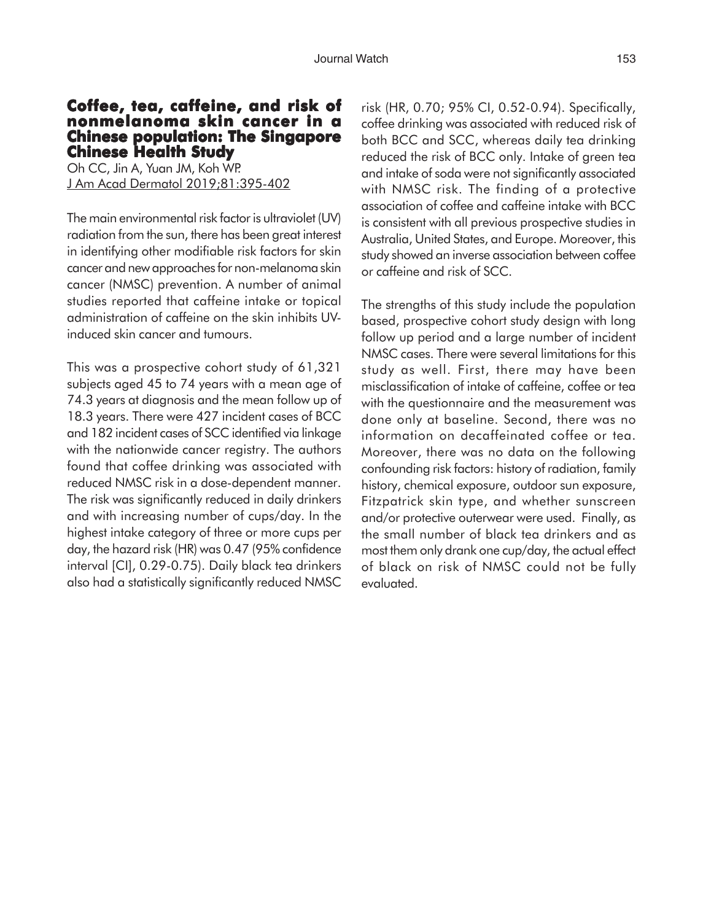## Coffee, tea, caffeine, and risk of nonmelanoma skin cancer in a Chinese population: The Singapore Chinese Health Study

Oh CC, Jin A, Yuan JM, Koh WP.
J Am Acad Dermatol 2019;81:395-402

The main environmental risk factor is ultraviolet (UV) radiation from the sun, there has been great interest in identifying other modifiable risk factors for skin cancer and new approaches for non-melanoma skin cancer (NMSC) prevention. A number of animal studies reported that caffeine intake or topical administration of caffeine on the skin inhibits UV-induced skin cancer and tumours.

This was a prospective cohort study of 61,321 subjects aged 45 to 74 years with a mean age of 74.3 years at diagnosis and the mean follow up of 18.3 years. There were 427 incident cases of BCC and 182 incident cases of SCC identified via linkage with the nationwide cancer registry. The authors found that coffee drinking was associated with reduced NMSC risk in a dose-dependent manner. The risk was significantly reduced in daily drinkers and with increasing number of cups/day. In the highest intake category of three or more cups per day, the hazard risk (HR) was 0.47 (95% confidence interval [CI], 0.29-0.75). Daily black tea drinkers also had a statistically significantly reduced NMSC risk (HR, 0.70; 95% CI, 0.52-0.94). Specifically, coffee drinking was associated with reduced risk of both BCC and SCC, whereas daily tea drinking reduced the risk of BCC only. Intake of green tea and intake of soda were not significantly associated with NMSC risk. The finding of a protective association of coffee and caffeine intake with BCC is consistent with all previous prospective studies in Australia, United States, and Europe. Moreover, this study showed an inverse association between coffee or caffeine and risk of SCC.

The strengths of this study include the population based, prospective cohort study design with long follow up period and a large number of incident NMSC cases. There were several limitations for this study as well. First, there may have been misclassification of intake of caffeine, coffee or tea with the questionnaire and the measurement was done only at baseline. Second, there was no information on decaffeinated coffee or tea. Moreover, there was no data on the following confounding risk factors: history of radiation, family history, chemical exposure, outdoor sun exposure, Fitzpatrick skin type, and whether sunscreen and/or protective outerwear were used. Finally, as the small number of black tea drinkers and as most them only drank one cup/day, the actual effect of black on risk of NMSC could not be fully evaluated.